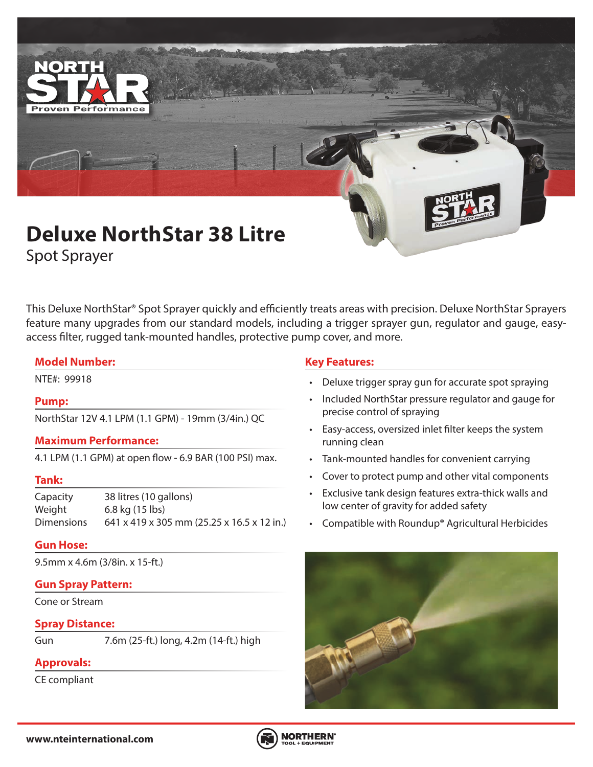# Deluxe NorthStar 38 Litre

## Spot Sprayer

This Deluxe NorthStar® Spot Sprayer quickly and efficiently treats areas with precision. Deluxe NorthStar Sprayers feature many upgrades from our standard models, including a trigger sprayer gun, regulator and gauge, easy-access filter, rugged tank-mounted handles, protective pump cover, and more.

### Model Number:

NTE#: 99918

### Pump:

NorthStar 12V 4.1 LPM (1.1 GPM) - 19mm (3/4in.) QC

### Maximum Performance:

4.1 LPM (1.1 GPM) at open flow - 6.9 BAR (100 PSI) max.

### Tank:

| | |
|---|---|
| Capacity | 38 litres (10 gallons) |
| Weight | 6.8 kg (15 lbs) |
| Dimensions | 641 x 419 x 305 mm (25.25 x 16.5 x 12 in.) |

### Gun Hose:

9.5mm x 4.6m (3/8in. x 15-ft.)

### Gun Spray Pattern:

Cone or Stream

### Spray Distance:

| | |
|---|---|
| Gun | 7.6m (25-ft.) long, 4.2m (14-ft.) high |

### Approvals:

CE compliant

### Key Features:

- Deluxe trigger spray gun for accurate spot spraying
- Included NorthStar pressure regulator and gauge for precise control of spraying
- Easy-access, oversized inlet filter keeps the system running clean
- Tank-mounted handles for convenient carrying
- Cover to protect pump and other vital components
- Exclusive tank design features extra-thick walls and low center of gravity for added safety
- Compatible with Roundup® Agricultural Herbicides

www.nteinternational.com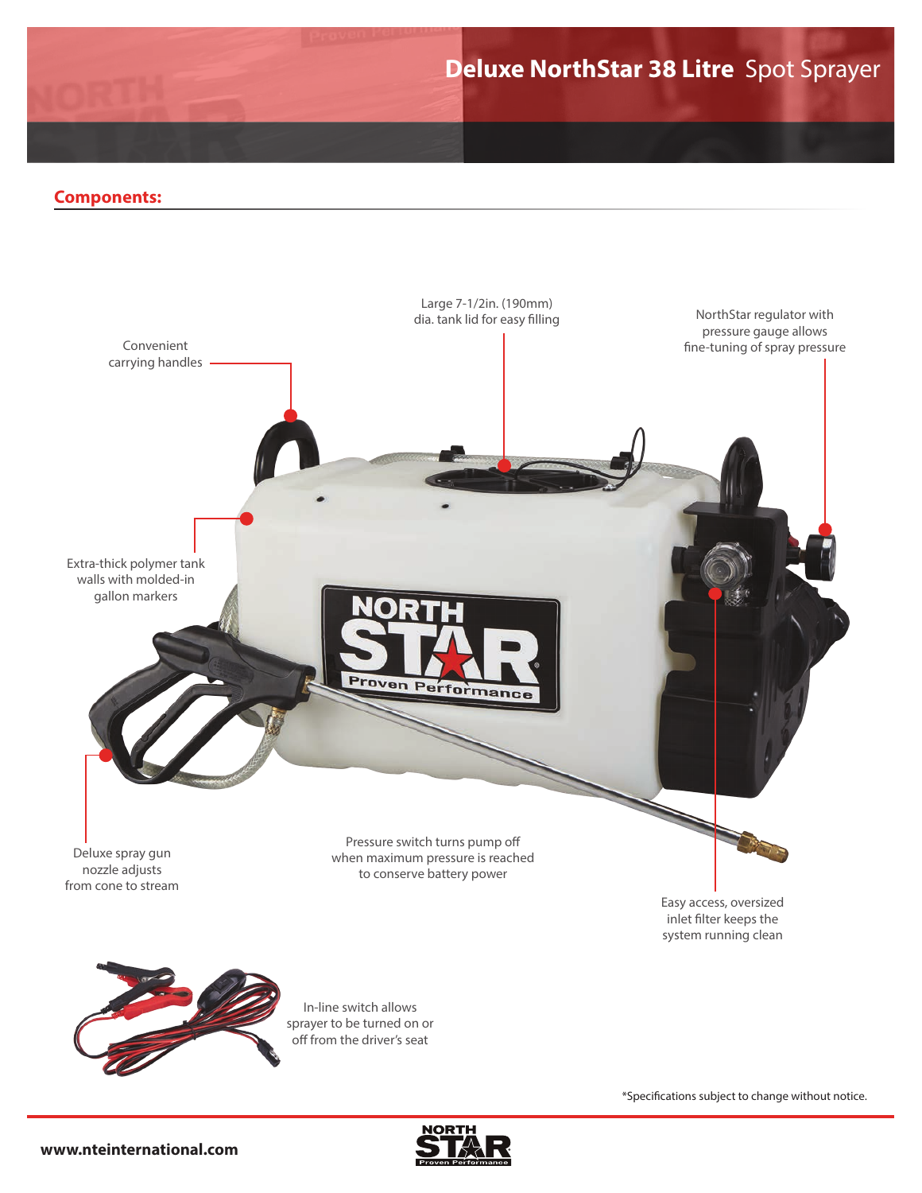# Deluxe NorthStar 38 Litre Spot Sprayer

## Components:

Convenient carrying handles

Large 7-1/2in. (190mm) dia. tank lid for easy filling

NorthStar regulator with pressure gauge allows fine-tuning of spray pressure

Extra-thick polymer tank walls with molded-in gallon markers

Deluxe spray gun nozzle adjusts from cone to stream

Pressure switch turns pump off when maximum pressure is reached to conserve battery power

Easy access, oversized inlet filter keeps the system running clean

In-line switch allows sprayer to be turned on or off from the driver's seat

*Specifications subject to change without notice.

www.nteinternational.com